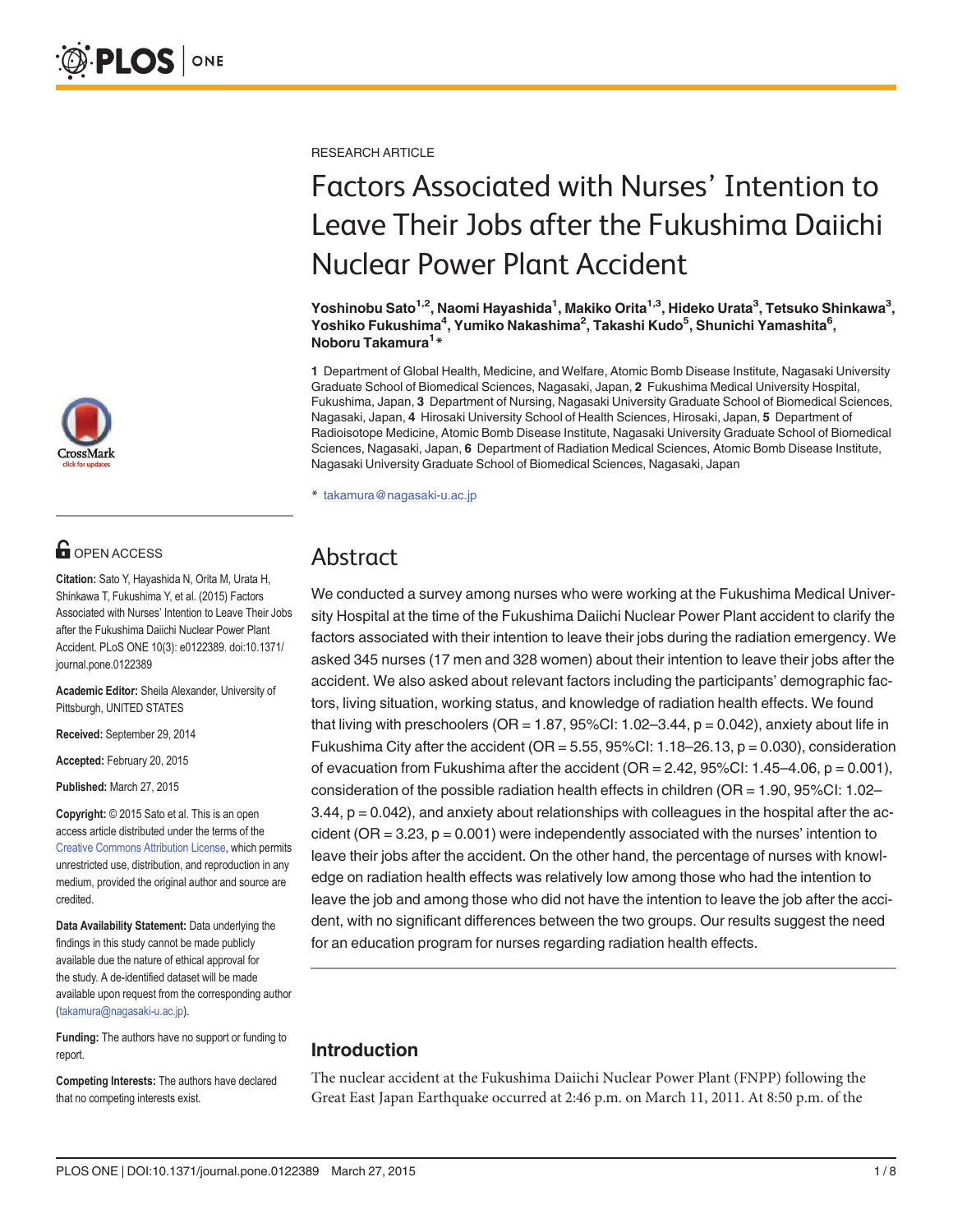RESEARCH ARTICLE

# Factors Associated with Nurses' Intention to Leave Their Jobs after the Fukushima Daiichi Nuclear Power Plant Accident

**Yoshinobu Sato[1,2], Naomi Hayashida[1], Makiko Orita[1,3], Hideko Urata[3], Tetsuko Shinkawa[3], Yoshiko Fukushima[4], Yumiko Nakashima[2], Takashi Kudo[5], Shunichi Yamashita[6], Noboru Takamura[1]***

**1** Department of Global Health, Medicine, and Welfare, Atomic Bomb Disease Institute, Nagasaki University Graduate School of Biomedical Sciences, Nagasaki, Japan, **2** Fukushima Medical University Hospital, Fukushima, Japan, **3** Department of Nursing, Nagasaki University Graduate School of Biomedical Sciences, Nagasaki, Japan, **4** Hirosaki University School of Health Sciences, Hirosaki, Japan, **5** Department of Radioisotope Medicine, Atomic Bomb Disease Institute, Nagasaki University Graduate School of Biomedical Sciences, Nagasaki, Japan, **6** Department of Radiation Medical Sciences, Atomic Bomb Disease Institute, Nagasaki University Graduate School of Biomedical Sciences, Nagasaki, Japan

* takamura@nagasaki-u.ac.jp

OPEN ACCESS

**Citation:** Sato Y, Hayashida N, Orita M, Urata H, Shinkawa T, Fukushima Y, et al. (2015) Factors Associated with Nurses' Intention to Leave Their Jobs after the Fukushima Daiichi Nuclear Power Plant Accident. PLoS ONE 10(3): e0122389. doi:10.1371/journal.pone.0122389

**Academic Editor:** Sheila Alexander, University of Pittsburgh, UNITED STATES

**Received:** September 29, 2014

**Accepted:** February 20, 2015

**Published:** March 27, 2015

**Copyright:** © 2015 Sato et al. This is an open access article distributed under the terms of the Creative Commons Attribution License, which permits unrestricted use, distribution, and reproduction in any medium, provided the original author and source are credited.

**Data Availability Statement:** Data underlying the findings in this study cannot be made publicly available due the nature of ethical approval for the study. A de-identified dataset will be made available upon request from the corresponding author (takamura@nagasaki-u.ac.jp).

**Funding:** The authors have no support or funding to report.

**Competing Interests:** The authors have declared that no competing interests exist.

## Abstract

We conducted a survey among nurses who were working at the Fukushima Medical University Hospital at the time of the Fukushima Daiichi Nuclear Power Plant accident to clarify the factors associated with their intention to leave their jobs during the radiation emergency. We asked 345 nurses (17 men and 328 women) about their intention to leave their jobs after the accident. We also asked about relevant factors including the participants' demographic factors, living situation, working status, and knowledge of radiation health effects. We found that living with preschoolers (OR = 1.87, 95%CI: 1.02–3.44, $p = 0.042$), anxiety about life in Fukushima City after the accident (OR = 5.55, 95%CI: 1.18–26.13, $p = 0.030$), consideration of evacuation from Fukushima after the accident (OR = 2.42, 95%CI: 1.45–4.06, $p = 0.001$), consideration of the possible radiation health effects in children (OR = 1.90, 95%CI: 1.02–3.44, $p = 0.042$), and anxiety about relationships with colleagues in the hospital after the accident (OR = 3.23, $p = 0.001$) were independently associated with the nurses' intention to leave their jobs after the accident. On the other hand, the percentage of nurses with knowledge on radiation health effects was relatively low among those who had the intention to leave the job and among those who did not have the intention to leave the job after the accident, with no significant differences between the two groups. Our results suggest the need for an education program for nurses regarding radiation health effects.

## Introduction

The nuclear accident at the Fukushima Daiichi Nuclear Power Plant (FNPP) following the Great East Japan Earthquake occurred at 2:46 p.m. on March 11, 2011. At 8:50 p.m. of the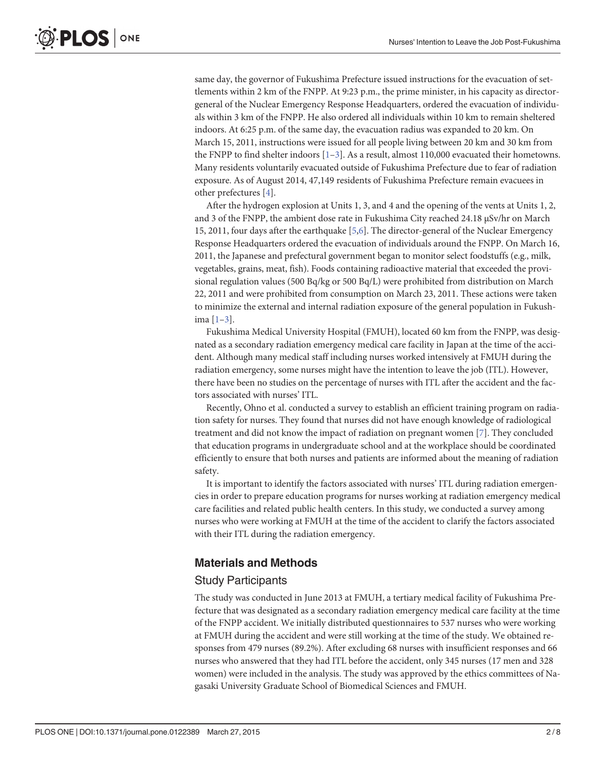same day, the governor of Fukushima Prefecture issued instructions for the evacuation of settlements within 2 km of the FNPP. At 9:23 p.m., the prime minister, in his capacity as director-general of the Nuclear Emergency Response Headquarters, ordered the evacuation of individuals within 3 km of the FNPP. He also ordered all individuals within 10 km to remain sheltered indoors. At 6:25 p.m. of the same day, the evacuation radius was expanded to 20 km. On March 15, 2011, instructions were issued for all people living between 20 km and 30 km from the FNPP to find shelter indoors [1–3]. As a result, almost 110,000 evacuated their hometowns. Many residents voluntarily evacuated outside of Fukushima Prefecture due to fear of radiation exposure. As of August 2014, 47,149 residents of Fukushima Prefecture remain evacuees in other prefectures [4].

After the hydrogen explosion at Units 1, 3, and 4 and the opening of the vents at Units 1, 2, and 3 of the FNPP, the ambient dose rate in Fukushima City reached 24.18 μSv/hr on March 15, 2011, four days after the earthquake [5,6]. The director-general of the Nuclear Emergency Response Headquarters ordered the evacuation of individuals around the FNPP. On March 16, 2011, the Japanese and prefectural government began to monitor select foodstuffs (e.g., milk, vegetables, grains, meat, fish). Foods containing radioactive material that exceeded the provisional regulation values (500 Bq/kg or 500 Bq/L) were prohibited from distribution on March 22, 2011 and were prohibited from consumption on March 23, 2011. These actions were taken to minimize the external and internal radiation exposure of the general population in Fukushima [1–3].

Fukushima Medical University Hospital (FMUH), located 60 km from the FNPP, was designated as a secondary radiation emergency medical care facility in Japan at the time of the accident. Although many medical staff including nurses worked intensively at FMUH during the radiation emergency, some nurses might have the intention to leave the job (ITL). However, there have been no studies on the percentage of nurses with ITL after the accident and the factors associated with nurses' ITL.

Recently, Ohno et al. conducted a survey to establish an efficient training program on radiation safety for nurses. They found that nurses did not have enough knowledge of radiological treatment and did not know the impact of radiation on pregnant women [7]. They concluded that education programs in undergraduate school and at the workplace should be coordinated efficiently to ensure that both nurses and patients are informed about the meaning of radiation safety.

It is important to identify the factors associated with nurses' ITL during radiation emergencies in order to prepare education programs for nurses working at radiation emergency medical care facilities and related public health centers. In this study, we conducted a survey among nurses who were working at FMUH at the time of the accident to clarify the factors associated with their ITL during the radiation emergency.

## Materials and Methods

### Study Participants

The study was conducted in June 2013 at FMUH, a tertiary medical facility of Fukushima Prefecture that was designated as a secondary radiation emergency medical care facility at the time of the FNPP accident. We initially distributed questionnaires to 537 nurses who were working at FMUH during the accident and were still working at the time of the study. We obtained responses from 479 nurses (89.2%). After excluding 68 nurses with insufficient responses and 66 nurses who answered that they had ITL before the accident, only 345 nurses (17 men and 328 women) were included in the analysis. The study was approved by the ethics committees of Nagasaki University Graduate School of Biomedical Sciences and FMUH.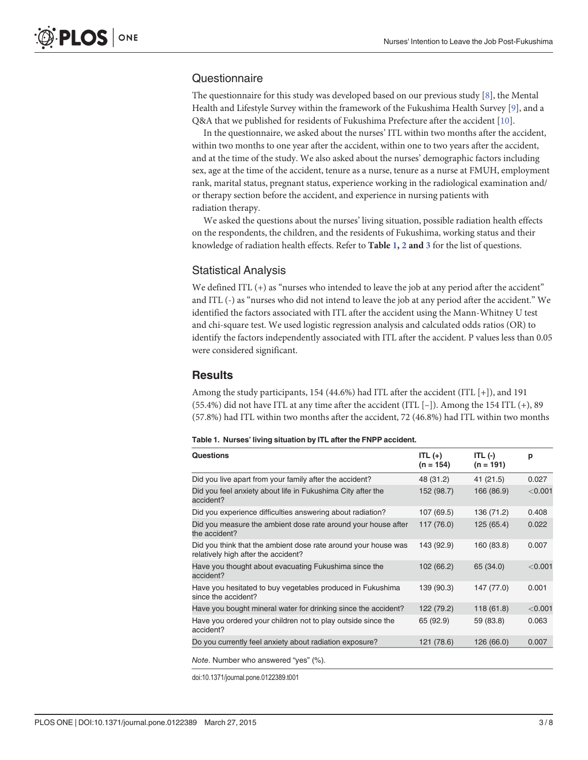## Questionnaire

The questionnaire for this study was developed based on our previous study [8], the Mental Health and Lifestyle Survey within the framework of the Fukushima Health Survey [9], and a Q&A that we published for residents of Fukushima Prefecture after the accident [10].

In the questionnaire, we asked about the nurses' ITL within two months after the accident, within two months to one year after the accident, within one to two years after the accident, and at the time of the study. We also asked about the nurses' demographic factors including sex, age at the time of the accident, tenure as a nurse, tenure as a nurse at FMUH, employment rank, marital status, pregnant status, experience working in the radiological examination and/or therapy section before the accident, and experience in nursing patients with radiation therapy.

We asked the questions about the nurses' living situation, possible radiation health effects on the respondents, the children, and the residents of Fukushima, working status and their knowledge of radiation health effects. Refer to **Table 1, 2 and 3** for the list of questions.

## Statistical Analysis

We defined ITL (+) as "nurses who intended to leave the job at any period after the accident" and ITL (-) as "nurses who did not intend to leave the job at any period after the accident." We identified the factors associated with ITL after the accident using the Mann-Whitney U test and chi-square test. We used logistic regression analysis and calculated odds ratios (OR) to identify the factors independently associated with ITL after the accident. P values less than 0.05 were considered significant.

# Results

Among the study participants, 154 (44.6%) had ITL after the accident (ITL [+]), and 191 (55.4%) did not have ITL at any time after the accident (ITL [−]). Among the 154 ITL (+), 89 (57.8%) had ITL within two months after the accident, 72 (46.8%) had ITL within two months

**Table 1. Nurses' living situation by ITL after the FNPP accident.**

| Questions | ITL (+) (n = 154) | ITL (-) (n = 191) | p |
|---|---|---|---|
| Did you live apart from your family after the accident? | 48 (31.2) | 41 (21.5) | 0.027 |
| Did you feel anxiety about life in Fukushima City after the accident? | 152 (98.7) | 166 (86.9) | <0.001 |
| Did you experience difficulties answering about radiation? | 107 (69.5) | 136 (71.2) | 0.408 |
| Did you measure the ambient dose rate around your house after the accident? | 117 (76.0) | 125 (65.4) | 0.022 |
| Did you think that the ambient dose rate around your house was relatively high after the accident? | 143 (92.9) | 160 (83.8) | 0.007 |
| Have you thought about evacuating Fukushima since the accident? | 102 (66.2) | 65 (34.0) | <0.001 |
| Have you hesitated to buy vegetables produced in Fukushima since the accident? | 139 (90.3) | 147 (77.0) | 0.001 |
| Have you bought mineral water for drinking since the accident? | 122 (79.2) | 118 (61.8) | <0.001 |
| Have you ordered your children not to play outside since the accident? | 65 (92.9) | 59 (83.8) | 0.063 |
| Do you currently feel anxiety about radiation exposure? | 121 (78.6) | 126 (66.0) | 0.007 |

*Note*. Number who answered "yes" (%).

doi:10.1371/journal.pone.0122389.t001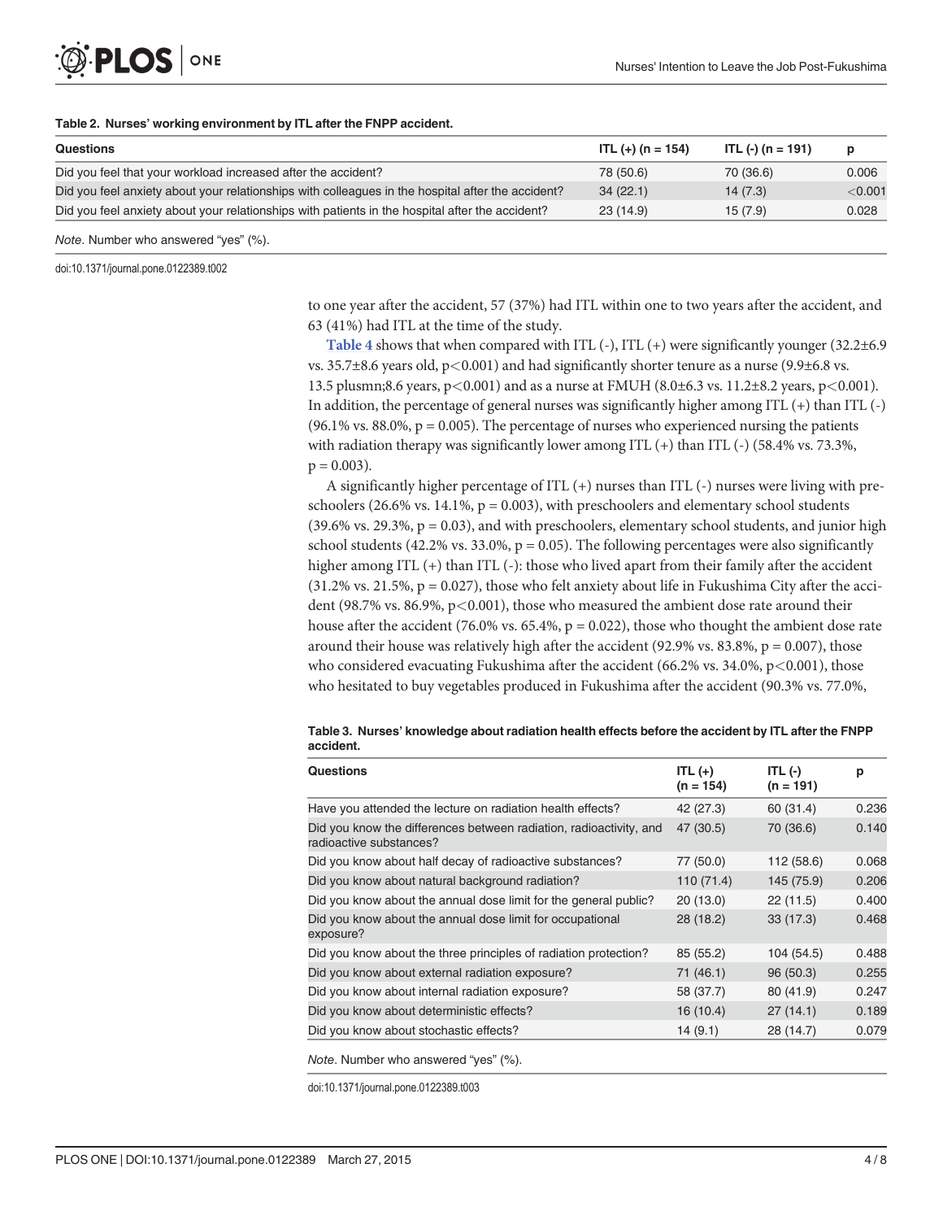**Table 2. Nurses' working environment by ITL after the FNPP accident.**

| Questions | ITL (+) (n = 154) | ITL (-) (n = 191) | p |
|---|---|---|---|
| Did you feel that your workload increased after the accident? | 78 (50.6) | 70 (36.6) | 0.006 |
| Did you feel anxiety about your relationships with colleagues in the hospital after the accident? | 34 (22.1) | 14 (7.3) | <0.001 |
| Did you feel anxiety about your relationships with patients in the hospital after the accident? | 23 (14.9) | 15 (7.9) | 0.028 |

*Note*. Number who answered "yes" (%).

doi:10.1371/journal.pone.0122389.t002

to one year after the accident, 57 (37%) had ITL within one to two years after the accident, and 63 (41%) had ITL at the time of the study.

Table 4 shows that when compared with ITL (-), ITL (+) were significantly younger (32.2±6.9 vs. 35.7±8.6 years old, $p<0.001$) and had significantly shorter tenure as a nurse (9.9±6.8 vs. 13.5 plusmn;8.6 years, $p<0.001$) and as a nurse at FMUH (8.0±6.3 vs. 11.2±8.2 years, $p<0.001$). In addition, the percentage of general nurses was significantly higher among ITL (+) than ITL (-) (96.1% vs. 88.0%, $p = 0.005$). The percentage of nurses who experienced nursing the patients with radiation therapy was significantly lower among ITL (+) than ITL (-) (58.4% vs. 73.3%, $p = 0.003$).

A significantly higher percentage of ITL (+) nurses than ITL (-) nurses were living with preschoolers (26.6% vs. 14.1%, $p = 0.003$), with preschoolers and elementary school students (39.6% vs. 29.3%, $p = 0.03$), and with preschoolers, elementary school students, and junior high school students (42.2% vs. 33.0%, $p = 0.05$). The following percentages were also significantly higher among ITL (+) than ITL (-): those who lived apart from their family after the accident (31.2% vs. 21.5%, $p = 0.027$), those who felt anxiety about life in Fukushima City after the accident (98.7% vs. 86.9%, $p<0.001$), those who measured the ambient dose rate around their house after the accident (76.0% vs. 65.4%, $p = 0.022$), those who thought the ambient dose rate around their house was relatively high after the accident (92.9% vs. 83.8%, $p = 0.007$), those who considered evacuating Fukushima after the accident (66.2% vs. 34.0%, $p<0.001$), those who hesitated to buy vegetables produced in Fukushima after the accident (90.3% vs. 77.0%,

**Table 3. Nurses' knowledge about radiation health effects before the accident by ITL after the FNPP accident.**

| Questions | ITL (+) (n = 154) | ITL (-) (n = 191) | p |
|---|---|---|---|
| Have you attended the lecture on radiation health effects? | 42 (27.3) | 60 (31.4) | 0.236 |
| Did you know the differences between radiation, radioactivity, and radioactive substances? | 47 (30.5) | 70 (36.6) | 0.140 |
| Did you know about half decay of radioactive substances? | 77 (50.0) | 112 (58.6) | 0.068 |
| Did you know about natural background radiation? | 110 (71.4) | 145 (75.9) | 0.206 |
| Did you know about the annual dose limit for the general public? | 20 (13.0) | 22 (11.5) | 0.400 |
| Did you know about the annual dose limit for occupational exposure? | 28 (18.2) | 33 (17.3) | 0.468 |
| Did you know about the three principles of radiation protection? | 85 (55.2) | 104 (54.5) | 0.488 |
| Did you know about external radiation exposure? | 71 (46.1) | 96 (50.3) | 0.255 |
| Did you know about internal radiation exposure? | 58 (37.7) | 80 (41.9) | 0.247 |
| Did you know about deterministic effects? | 16 (10.4) | 27 (14.1) | 0.189 |
| Did you know about stochastic effects? | 14 (9.1) | 28 (14.7) | 0.079 |

*Note*. Number who answered "yes" (%).

doi:10.1371/journal.pone.0122389.t003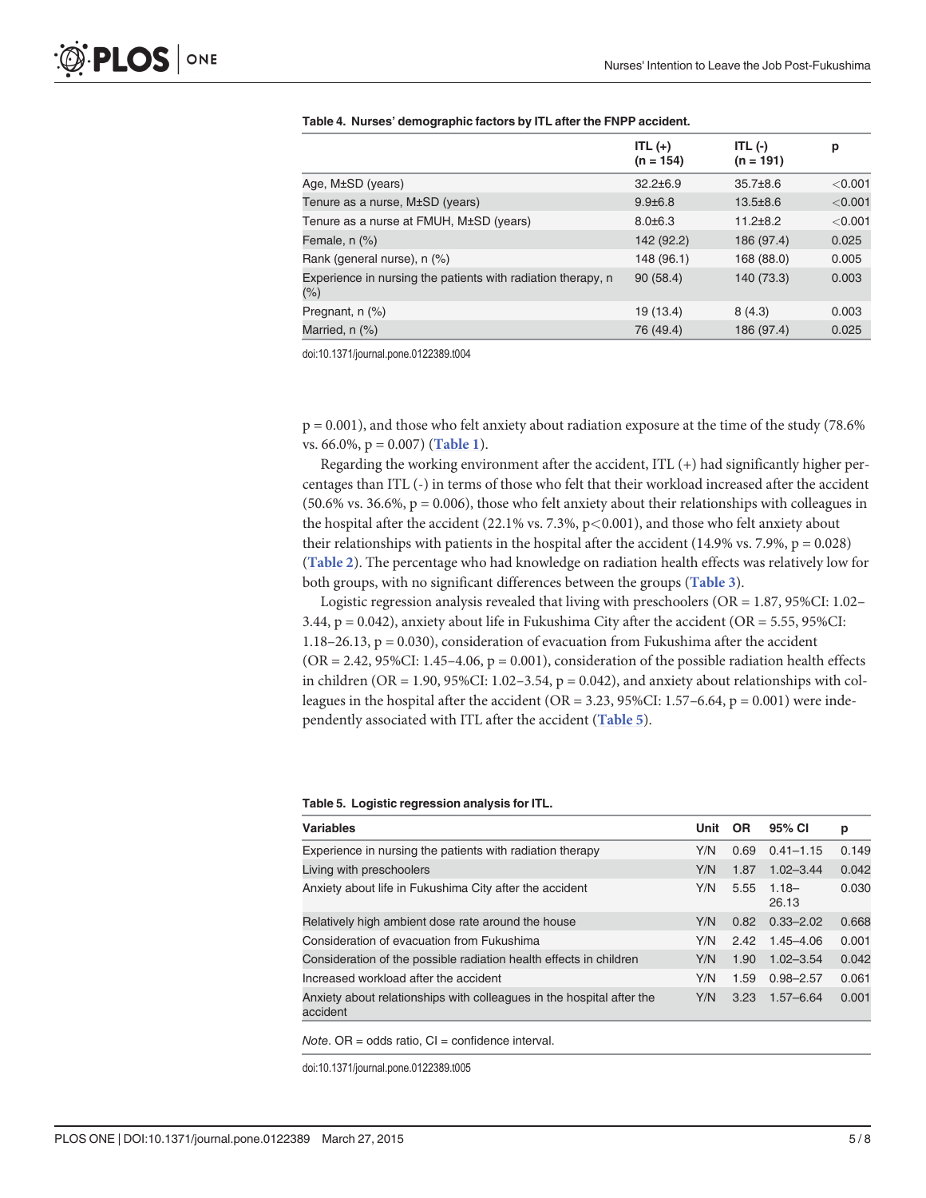**Table 4. Nurses' demographic factors by ITL after the FNPP accident.**

| | ITL (+) (n = 154) | ITL (-) (n = 191) | p |
|---|---|---|---|
| Age, M±SD (years) | 32.2±6.9 | 35.7±8.6 | <0.001 |
| Tenure as a nurse, M±SD (years) | 9.9±6.8 | 13.5±8.6 | <0.001 |
| Tenure as a nurse at FMUH, M±SD (years) | 8.0±6.3 | 11.2±8.2 | <0.001 |
| Female, n (%) | 142 (92.2) | 186 (97.4) | 0.025 |
| Rank (general nurse), n (%) | 148 (96.1) | 168 (88.0) | 0.005 |
| Experience in nursing the patients with radiation therapy, n (%) | 90 (58.4) | 140 (73.3) | 0.003 |
| Pregnant, n (%) | 19 (13.4) | 8 (4.3) | 0.003 |
| Married, n (%) | 76 (49.4) | 186 (97.4) | 0.025 |

doi:10.1371/journal.pone.0122389.t004

p = 0.001), and those who felt anxiety about radiation exposure at the time of the study (78.6% vs. 66.0%, p = 0.007) (Table 1).

Regarding the working environment after the accident, ITL (+) had significantly higher percentages than ITL (-) in terms of those who felt that their workload increased after the accident (50.6% vs. 36.6%, p = 0.006), those who felt anxiety about their relationships with colleagues in the hospital after the accident (22.1% vs. 7.3%, p<0.001), and those who felt anxiety about their relationships with patients in the hospital after the accident (14.9% vs. 7.9%, p = 0.028) (Table 2). The percentage who had knowledge on radiation health effects was relatively low for both groups, with no significant differences between the groups (Table 3).

Logistic regression analysis revealed that living with preschoolers (OR = 1.87, 95%CI: 1.02–3.44, p = 0.042), anxiety about life in Fukushima City after the accident (OR = 5.55, 95%CI: 1.18–26.13, p = 0.030), consideration of evacuation from Fukushima after the accident (OR = 2.42, 95%CI: 1.45–4.06, p = 0.001), consideration of the possible radiation health effects in children (OR = 1.90, 95%CI: 1.02–3.54, p = 0.042), and anxiety about relationships with colleagues in the hospital after the accident (OR = 3.23, 95%CI: 1.57–6.64, p = 0.001) were independently associated with ITL after the accident (Table 5).

**Table 5. Logistic regression analysis for ITL.**

| Variables | Unit | OR | 95% CI | p |
|---|---|---|---|---|
| Experience in nursing the patients with radiation therapy | Y/N | 0.69 | 0.41–1.15 | 0.149 |
| Living with preschoolers | Y/N | 1.87 | 1.02–3.44 | 0.042 |
| Anxiety about life in Fukushima City after the accident | Y/N | 5.55 | 1.18–26.13 | 0.030 |
| Relatively high ambient dose rate around the house | Y/N | 0.82 | 0.33–2.02 | 0.668 |
| Consideration of evacuation from Fukushima | Y/N | 2.42 | 1.45–4.06 | 0.001 |
| Consideration of the possible radiation health effects in children | Y/N | 1.90 | 1.02–3.54 | 0.042 |
| Increased workload after the accident | Y/N | 1.59 | 0.98–2.57 | 0.061 |
| Anxiety about relationships with colleagues in the hospital after the accident | Y/N | 3.23 | 1.57–6.64 | 0.001 |

*Note*. OR = odds ratio, CI = confidence interval.

doi:10.1371/journal.pone.0122389.t005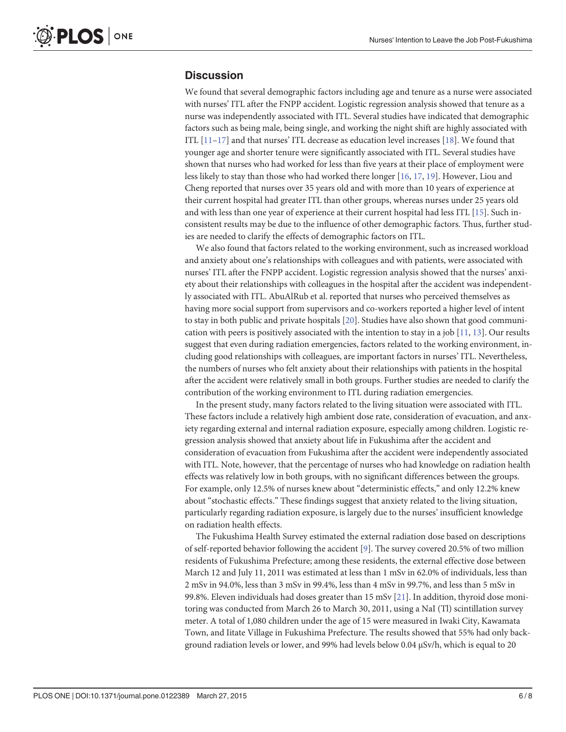## Discussion

We found that several demographic factors including age and tenure as a nurse were associated with nurses' ITL after the FNPP accident. Logistic regression analysis showed that tenure as a nurse was independently associated with ITL. Several studies have indicated that demographic factors such as being male, being single, and working the night shift are highly associated with ITL [11–17] and that nurses' ITL decrease as education level increases [18]. We found that younger age and shorter tenure were significantly associated with ITL. Several studies have shown that nurses who had worked for less than five years at their place of employment were less likely to stay than those who had worked there longer [16, 17, 19]. However, Liou and Cheng reported that nurses over 35 years old and with more than 10 years of experience at their current hospital had greater ITL than other groups, whereas nurses under 25 years old and with less than one year of experience at their current hospital had less ITL [15]. Such inconsistent results may be due to the influence of other demographic factors. Thus, further studies are needed to clarify the effects of demographic factors on ITL.

We also found that factors related to the working environment, such as increased workload and anxiety about one's relationships with colleagues and with patients, were associated with nurses' ITL after the FNPP accident. Logistic regression analysis showed that the nurses' anxiety about their relationships with colleagues in the hospital after the accident was independently associated with ITL. AbuAlRub et al. reported that nurses who perceived themselves as having more social support from supervisors and co-workers reported a higher level of intent to stay in both public and private hospitals [20]. Studies have also shown that good communication with peers is positively associated with the intention to stay in a job [11, 13]. Our results suggest that even during radiation emergencies, factors related to the working environment, including good relationships with colleagues, are important factors in nurses' ITL. Nevertheless, the numbers of nurses who felt anxiety about their relationships with patients in the hospital after the accident were relatively small in both groups. Further studies are needed to clarify the contribution of the working environment to ITL during radiation emergencies.

In the present study, many factors related to the living situation were associated with ITL. These factors include a relatively high ambient dose rate, consideration of evacuation, and anxiety regarding external and internal radiation exposure, especially among children. Logistic regression analysis showed that anxiety about life in Fukushima after the accident and consideration of evacuation from Fukushima after the accident were independently associated with ITL. Note, however, that the percentage of nurses who had knowledge on radiation health effects was relatively low in both groups, with no significant differences between the groups. For example, only 12.5% of nurses knew about "deterministic effects," and only 12.2% knew about "stochastic effects." These findings suggest that anxiety related to the living situation, particularly regarding radiation exposure, is largely due to the nurses' insufficient knowledge on radiation health effects.

The Fukushima Health Survey estimated the external radiation dose based on descriptions of self-reported behavior following the accident [9]. The survey covered 20.5% of two million residents of Fukushima Prefecture; among these residents, the external effective dose between March 12 and July 11, 2011 was estimated at less than 1 mSv in 62.0% of individuals, less than 2 mSv in 94.0%, less than 3 mSv in 99.4%, less than 4 mSv in 99.7%, and less than 5 mSv in 99.8%. Eleven individuals had doses greater than 15 mSv [21]. In addition, thyroid dose monitoring was conducted from March 26 to March 30, 2011, using a NaI (Tl) scintillation survey meter. A total of 1,080 children under the age of 15 were measured in Iwaki City, Kawamata Town, and Iitate Village in Fukushima Prefecture. The results showed that 55% had only background radiation levels or lower, and 99% had levels below 0.04 μSv/h, which is equal to 20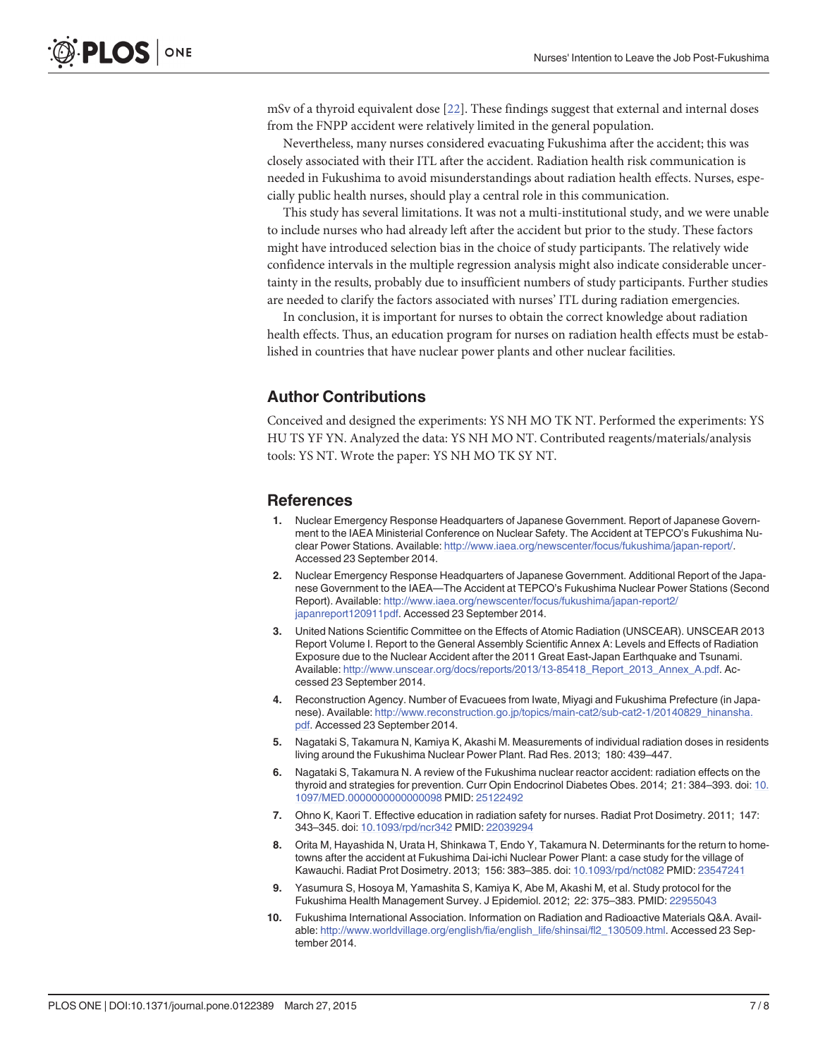mSv of a thyroid equivalent dose [22]. These findings suggest that external and internal doses from the FNPP accident were relatively limited in the general population.

Nevertheless, many nurses considered evacuating Fukushima after the accident; this was closely associated with their ITL after the accident. Radiation health risk communication is needed in Fukushima to avoid misunderstandings about radiation health effects. Nurses, especially public health nurses, should play a central role in this communication.

This study has several limitations. It was not a multi-institutional study, and we were unable to include nurses who had already left after the accident but prior to the study. These factors might have introduced selection bias in the choice of study participants. The relatively wide confidence intervals in the multiple regression analysis might also indicate considerable uncertainty in the results, probably due to insufficient numbers of study participants. Further studies are needed to clarify the factors associated with nurses' ITL during radiation emergencies.

In conclusion, it is important for nurses to obtain the correct knowledge about radiation health effects. Thus, an education program for nurses on radiation health effects must be established in countries that have nuclear power plants and other nuclear facilities.

## Author Contributions

Conceived and designed the experiments: YS NH MO TK NT. Performed the experiments: YS HU TS YF YN. Analyzed the data: YS NH MO NT. Contributed reagents/materials/analysis tools: YS NT. Wrote the paper: YS NH MO TK SY NT.

## References

1. Nuclear Emergency Response Headquarters of Japanese Government. Report of Japanese Government to the IAEA Ministerial Conference on Nuclear Safety. The Accident at TEPCO's Fukushima Nuclear Power Stations. Available: http://www.iaea.org/newscenter/focus/fukushima/japan-report/. Accessed 23 September 2014.
2. Nuclear Emergency Response Headquarters of Japanese Government. Additional Report of the Japanese Government to the IAEA—The Accident at TEPCO's Fukushima Nuclear Power Stations (Second Report). Available: http://www.iaea.org/newscenter/focus/fukushima/japan-report2/japanreport120911pdf. Accessed 23 September 2014.
3. United Nations Scientific Committee on the Effects of Atomic Radiation (UNSCEAR). UNSCEAR 2013 Report Volume I. Report to the General Assembly Scientific Annex A: Levels and Effects of Radiation Exposure due to the Nuclear Accident after the 2011 Great East-Japan Earthquake and Tsunami. Available: http://www.unscear.org/docs/reports/2013/13-85418_Report_2013_Annex_A.pdf. Accessed 23 September 2014.
4. Reconstruction Agency. Number of Evacuees from Iwate, Miyagi and Fukushima Prefecture (in Japanese). Available: http://www.reconstruction.go.jp/topics/main-cat2/sub-cat2-1/20140829_hinansha.pdf. Accessed 23 September 2014.
5. Nagataki S, Takamura N, Kamiya K, Akashi M. Measurements of individual radiation doses in residents living around the Fukushima Nuclear Power Plant. Rad Res. 2013; 180: 439–447.
6. Nagataki S, Takamura N. A review of the Fukushima nuclear reactor accident: radiation effects on the thyroid and strategies for prevention. Curr Opin Endocrinol Diabetes Obes. 2014; 21: 384–393. doi: 10.1097/MED.0000000000000098 PMID: 25122492
7. Ohno K, Kaori T. Effective education in radiation safety for nurses. Radiat Prot Dosimetry. 2011; 147: 343–345. doi: 10.1093/rpd/ncr342 PMID: 22039294
8. Orita M, Hayashida N, Urata H, Shinkawa T, Endo Y, Takamura N. Determinants for the return to hometowns after the accident at Fukushima Dai-ichi Nuclear Power Plant: a case study for the village of Kawauchi. Radiat Prot Dosimetry. 2013; 156: 383–385. doi: 10.1093/rpd/nct082 PMID: 23547241
9. Yasumura S, Hosoya M, Yamashita S, Kamiya K, Abe M, Akashi M, et al. Study protocol for the Fukushima Health Management Survey. J Epidemiol. 2012; 22: 375–383. PMID: 22955043
10. Fukushima International Association. Information on Radiation and Radioactive Materials Q&A. Available: http://www.worldvillage.org/english/fia/english_life/shinsai/fl2_130509.html. Accessed 23 September 2014.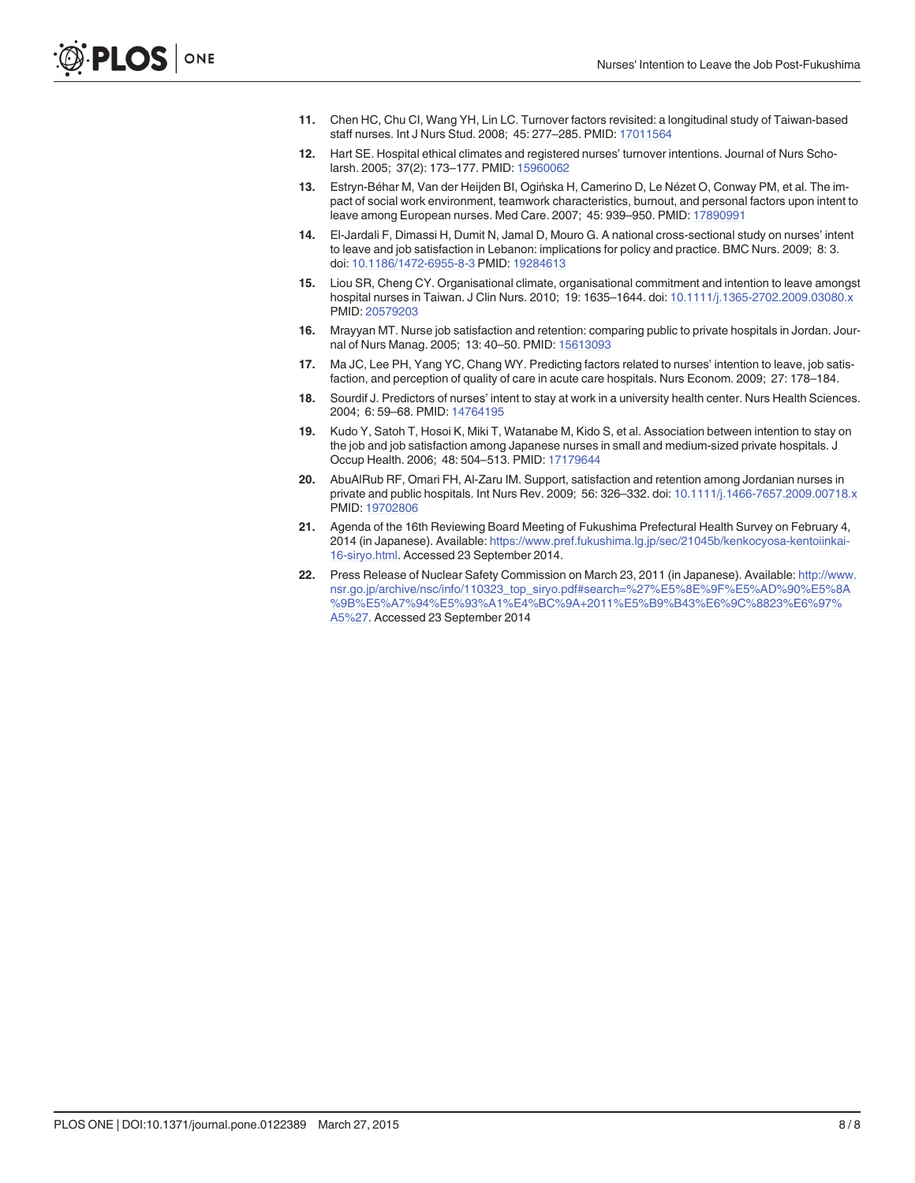11. Chen HC, Chu CI, Wang YH, Lin LC. Turnover factors revisited: a longitudinal study of Taiwan-based staff nurses. Int J Nurs Stud. 2008; 45: 277–285. PMID: 17011564

12. Hart SE. Hospital ethical climates and registered nurses' turnover intentions. Journal of Nurs Scholarsh. 2005; 37(2): 173–177. PMID: 15960062

13. Estryn-Béhar M, Van der Heijden BI, Ogińska H, Camerino D, Le Nézet O, Conway PM, et al. The impact of social work environment, teamwork characteristics, burnout, and personal factors upon intent to leave among European nurses. Med Care. 2007; 45: 939–950. PMID: 17890991

14. El-Jardali F, Dimassi H, Dumit N, Jamal D, Mouro G. A national cross-sectional study on nurses' intent to leave and job satisfaction in Lebanon: implications for policy and practice. BMC Nurs. 2009; 8: 3. doi: 10.1186/1472-6955-8-3 PMID: 19284613

15. Liou SR, Cheng CY. Organisational climate, organisational commitment and intention to leave amongst hospital nurses in Taiwan. J Clin Nurs. 2010; 19: 1635–1644. doi: 10.1111/j.1365-2702.2009.03080.x PMID: 20579203

16. Mrayyan MT. Nurse job satisfaction and retention: comparing public to private hospitals in Jordan. Journal of Nurs Manag. 2005; 13: 40–50. PMID: 15613093

17. Ma JC, Lee PH, Yang YC, Chang WY. Predicting factors related to nurses' intention to leave, job satisfaction, and perception of quality of care in acute care hospitals. Nurs Econom. 2009; 27: 178–184.

18. Sourdif J. Predictors of nurses' intent to stay at work in a university health center. Nurs Health Sciences. 2004; 6: 59–68. PMID: 14764195

19. Kudo Y, Satoh T, Hosoi K, Miki T, Watanabe M, Kido S, et al. Association between intention to stay on the job and job satisfaction among Japanese nurses in small and medium-sized private hospitals. J Occup Health. 2006; 48: 504–513. PMID: 17179644

20. AbuAlRub RF, Omari FH, Al-Zaru IM. Support, satisfaction and retention among Jordanian nurses in private and public hospitals. Int Nurs Rev. 2009; 56: 326–332. doi: 10.1111/j.1466-7657.2009.00718.x PMID: 19702806

21. Agenda of the 16th Reviewing Board Meeting of Fukushima Prefectural Health Survey on February 4, 2014 (in Japanese). Available: https://www.pref.fukushima.lg.jp/sec/21045b/kenkocyosa-kentoiinkai-16-siryo.html. Accessed 23 September 2014.

22. Press Release of Nuclear Safety Commission on March 23, 2011 (in Japanese). Available: http://www.nsr.go.jp/archive/nsc/info/110323_top_siryo.pdf#search=%27%E5%8E%9F%E5%AD%90%E5%8A%9B%E5%A7%94%E5%93%A1%E4%BC%9A+2011%E5%B9%B43%E6%9C%8823%E6%97%A5%27. Accessed 23 September 2014